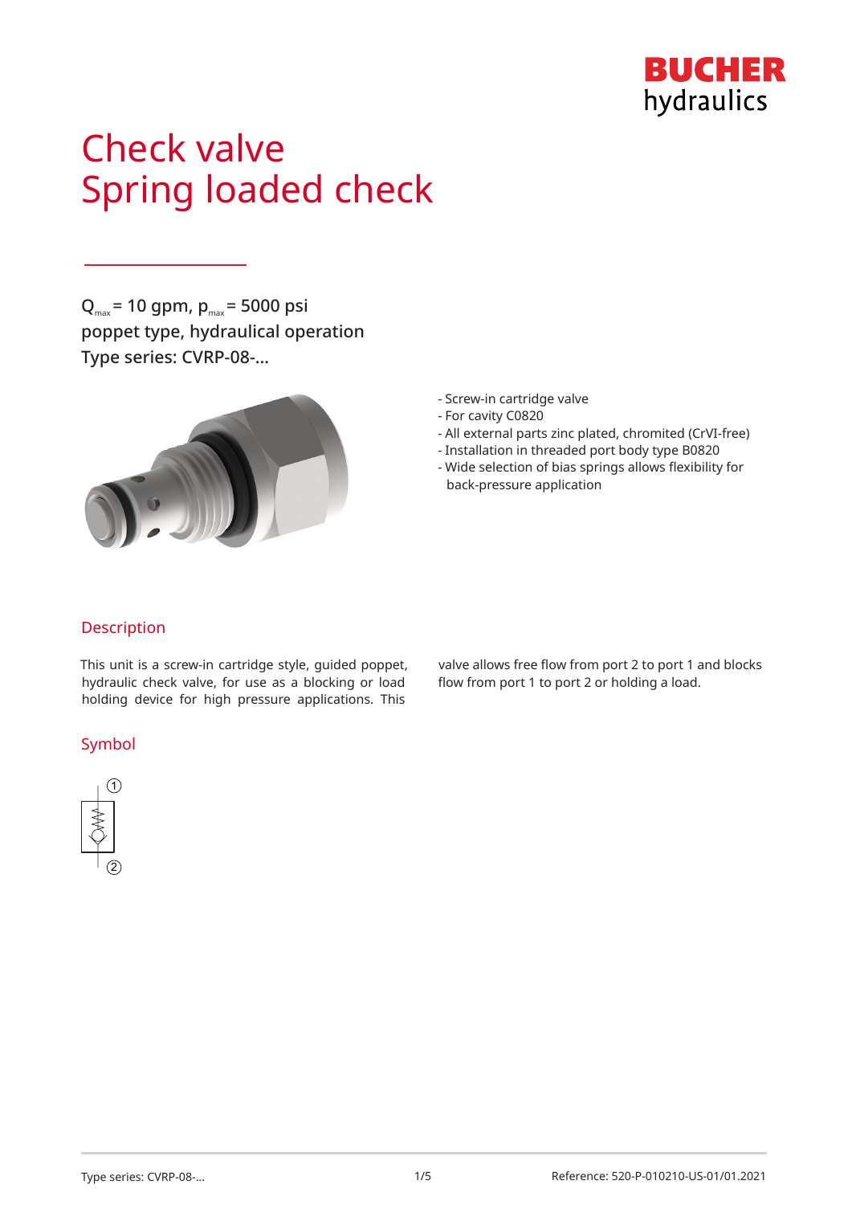# Check valve
# Spring loaded check

$Q_{max}$ = 10 gpm, $p_{max}$ = 5000 psi
poppet type, hydraulical operation
Type series: CVRP-08-...

- Screw-in cartridge valve
- For cavity C0820
- All external parts zinc plated, chromited (CrVI-free)
- Installation in threaded port body type B0820
- Wide selection of bias springs allows flexibility for back-pressure application

## Description

This unit is a screw-in cartridge style, guided poppet, hydraulic check valve, for use as a blocking or load holding device for high pressure applications. This valve allows free flow from port 2 to port 1 and blocks flow from port 1 to port 2 or holding a load.

## Symbol

①

②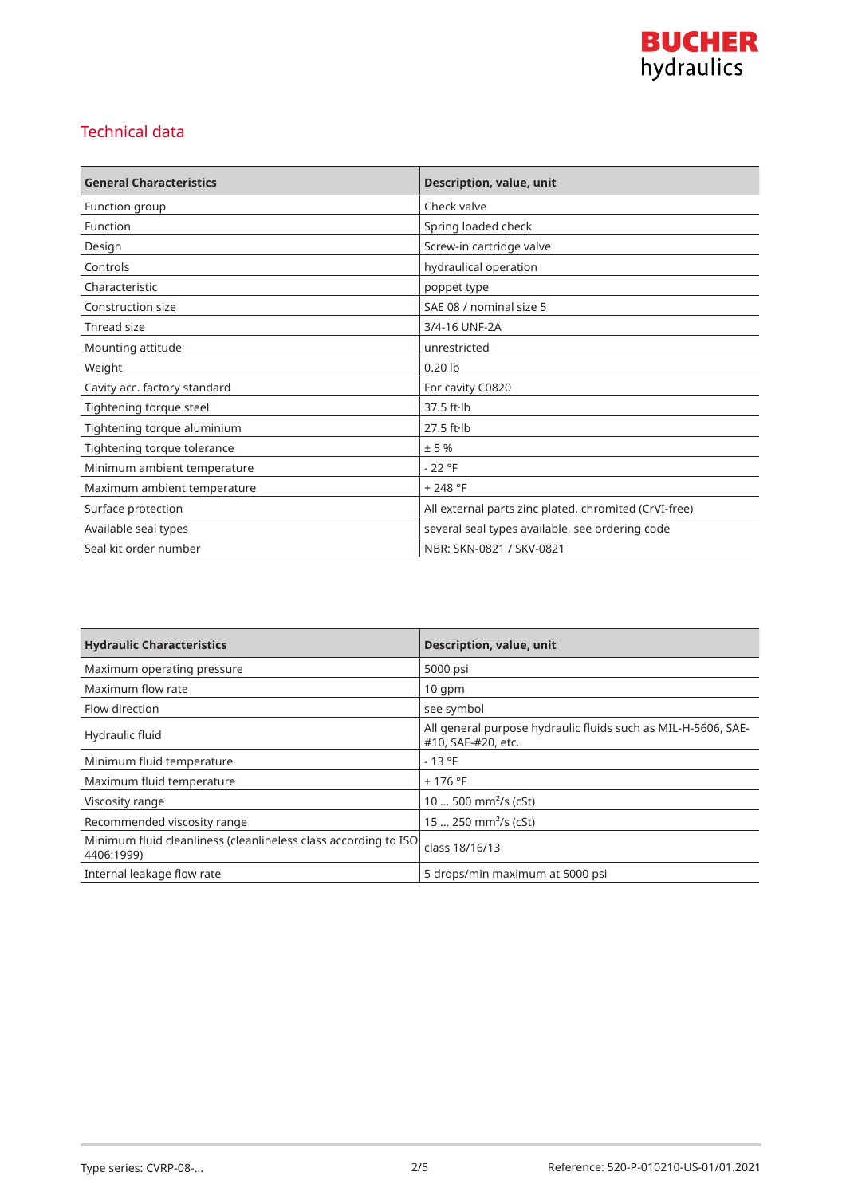## Technical data

| General Characteristics | Description, value, unit |
|---|---|
| Function group | Check valve |
| Function | Spring loaded check |
| Design | Screw-in cartridge valve |
| Controls | hydraulical operation |
| Characteristic | poppet type |
| Construction size | SAE 08 / nominal size 5 |
| Thread size | 3/4-16 UNF-2A |
| Mounting attitude | unrestricted |
| Weight | 0.20 lb |
| Cavity acc. factory standard | For cavity C0820 |
| Tightening torque steel | 37.5 ft·lb |
| Tightening torque aluminium | 27.5 ft·lb |
| Tightening torque tolerance | ± 5 % |
| Minimum ambient temperature | - 22 °F |
| Maximum ambient temperature | + 248 °F |
| Surface protection | All external parts zinc plated, chromited (CrVI-free) |
| Available seal types | several seal types available, see ordering code |
| Seal kit order number | NBR: SKN-0821 / SKV-0821 |

| Hydraulic Characteristics | Description, value, unit |
|---|---|
| Maximum operating pressure | 5000 psi |
| Maximum flow rate | 10 gpm |
| Flow direction | see symbol |
| Hydraulic fluid | All general purpose hydraulic fluids such as MIL-H-5606, SAE-#10, SAE-#20, etc. |
| Minimum fluid temperature | - 13 °F |
| Maximum fluid temperature | + 176 °F |
| Viscosity range | 10 … 500 mm²/s (cSt) |
| Recommended viscosity range | 15 … 250 mm²/s (cSt) |
| Minimum fluid cleanliness (cleanlineless class according to ISO 4406:1999) | class 18/16/13 |
| Internal leakage flow rate | 5 drops/min maximum at 5000 psi |

Type series: CVRP-08-…

Reference: 520-P-010210-US-01/01.2021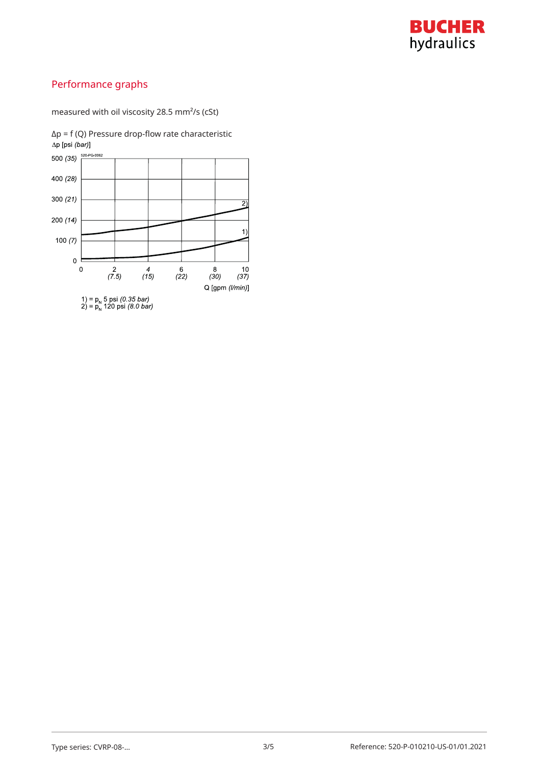## Performance graphs

measured with oil viscosity 28.5 mm²/s (cSt)

Δp = f (Q) Pressure drop-flow rate characteristic

Δp [psi *(bar)*]

Q [gpm *(l/min)*]

1) = $p_N$ 5 psi *(0.35 bar)*
2) = $p_N$ 120 psi *(8.0 bar)*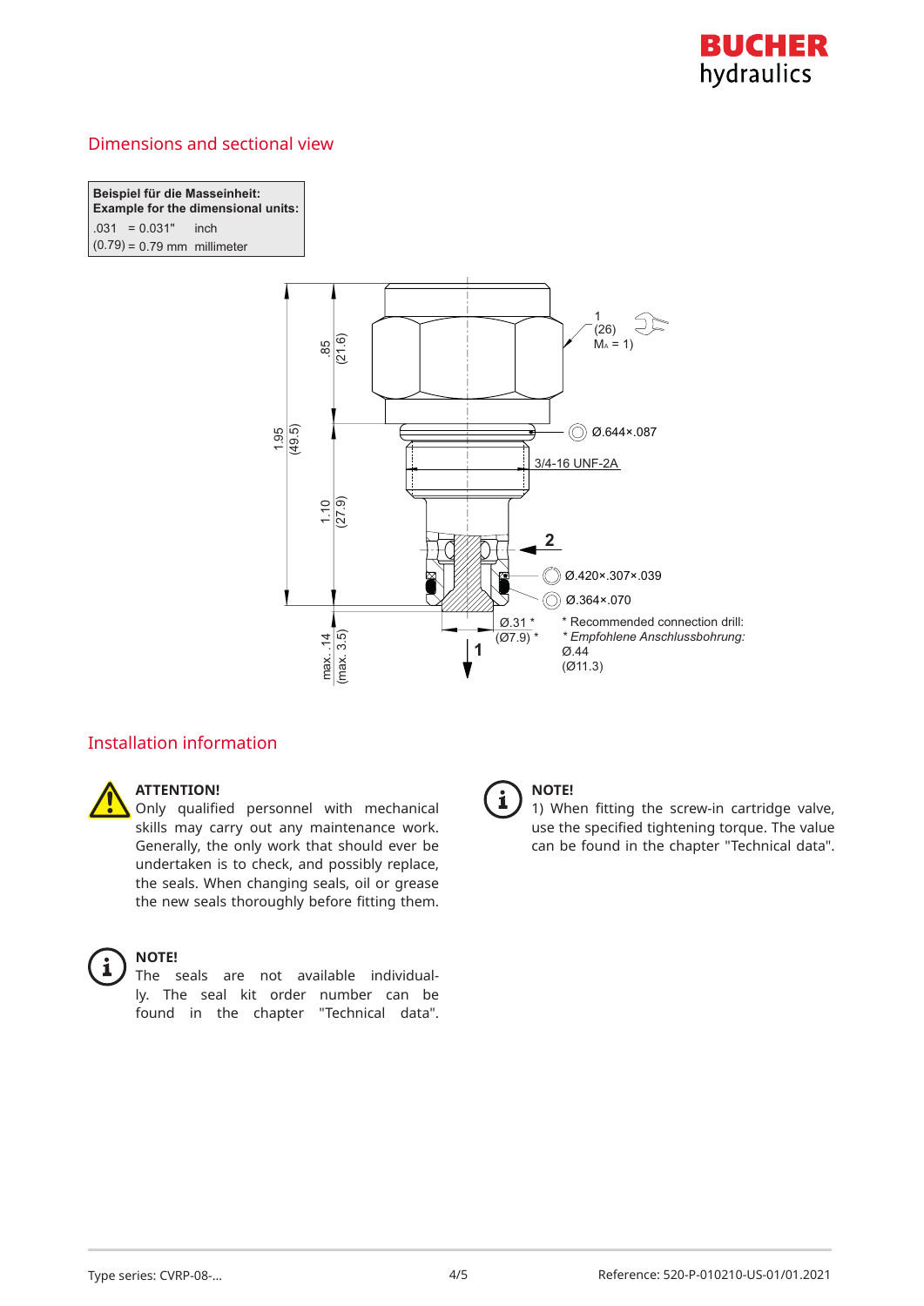## Dimensions and sectional view

| Beispiel für die Masseinheit: Example for the dimensional units: | | |
|---|---|---|
| .031 | = 0.031" | inch |
| (0.79) | = 0.79 mm | millimeter |

1 (26) $M_A$ = 1)

Ø.644×.087

3/4-16 UNF-2A

2

Ø.420×.307×.039

Ø.364×.070

Ø.31 * (Ø7.9) *

1

\* Recommended connection drill:
*\* Empfohlene Anschlussbohrung:*
Ø.44
(Ø11.3)

.85 (21.6)

1.95 (49.5)

1.10 (27.9)

max. .14 (max. 3.5)

## Installation information

**ATTENTION!**
Only qualified personnel with mechanical skills may carry out any maintenance work. Generally, the only work that should ever be undertaken is to check, and possibly replace, the seals. When changing seals, oil or grease the new seals thoroughly before fitting them.

**NOTE!**
The seals are not available individually. The seal kit order number can be found in the chapter "Technical data".

**NOTE!**
1) When fitting the screw-in cartridge valve, use the specified tightening torque. The value can be found in the chapter "Technical data".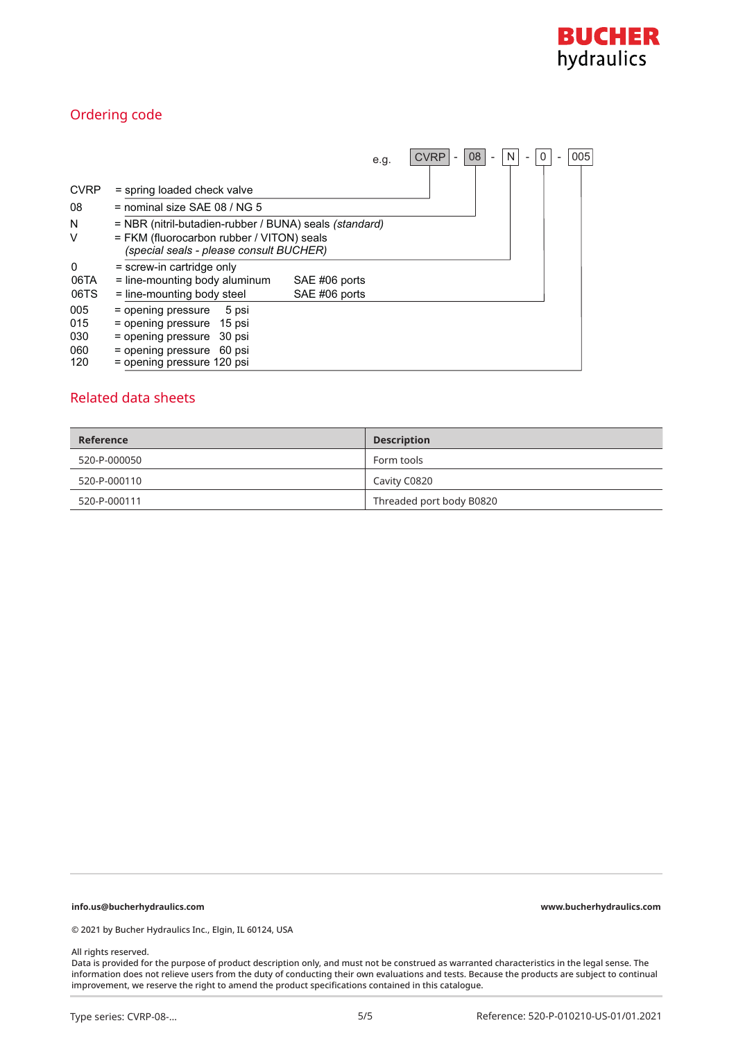## Ordering code

e.g. CVRP - 08 - N - 0 - 005

| | | |
|---|---|---|
| CVRP | = spring loaded check valve | |
| 08 | = nominal size SAE 08 / NG 5 | |
| N | = NBR (nitril-butadien-rubber / BUNA) seals *(standard)* | |
| V | = FKM (fluorocarbon rubber / VITON) seals *(special seals - please consult BUCHER)* | |
| 0 | = screw-in cartridge only | |
| 06TA | = line-mounting body aluminum | SAE #06 ports |
| 06TS | = line-mounting body steel | SAE #06 ports |
| 005 | = opening pressure 5 psi | |
| 015 | = opening pressure 15 psi | |
| 030 | = opening pressure 30 psi | |
| 060 | = opening pressure 60 psi | |
| 120 | = opening pressure 120 psi | |

## Related data sheets

| Reference | Description |
|---|---|
| 520-P-000050 | Form tools |
| 520-P-000110 | Cavity C0820 |
| 520-P-000111 | Threaded port body B0820 |

**info.us@bucherhydraulics.com** **www.bucherhydraulics.com**

© 2021 by Bucher Hydraulics Inc., Elgin, IL 60124, USA

All rights reserved.
Data is provided for the purpose of product description only, and must not be construed as warranted characteristics in the legal sense. The information does not relieve users from the duty of conducting their own evaluations and tests. Because the products are subject to continual improvement, we reserve the right to amend the product specifications contained in this catalogue.

Type series: CVRP-08-... Reference: 520-P-010210-US-01/01.2021